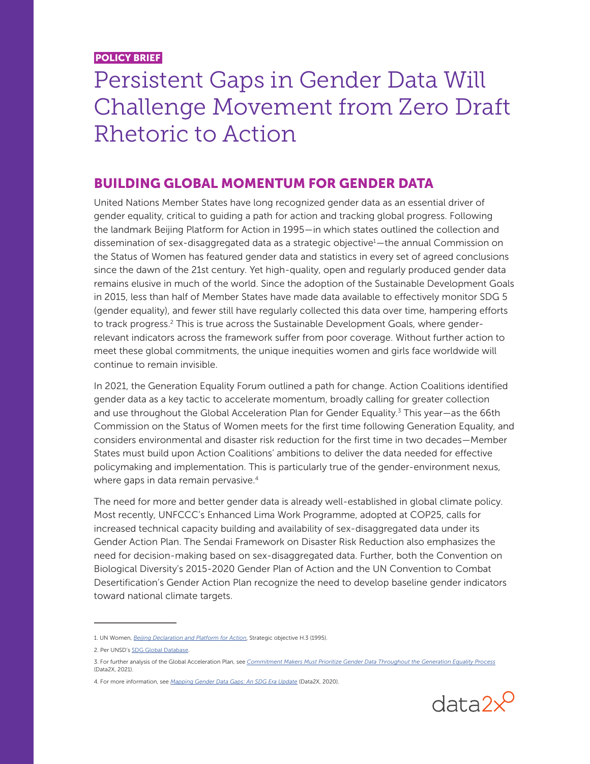POLICY BRIEF

# Persistent Gaps in Gender Data Will Challenge Movement from Zero Draft Rhetoric to Action

## BUILDING GLOBAL MOMENTUM FOR GENDER DATA

United Nations Member States have long recognized gender data as an essential driver of gender equality, critical to guiding a path for action and tracking global progress. Following the landmark Beijing Platform for Action in 1995—in which states outlined the collection and dissemination of sex-disaggregated data as a strategic objective[1]—the annual Commission on the Status of Women has featured gender data and statistics in every set of agreed conclusions since the dawn of the 21st century. Yet high-quality, open and regularly produced gender data remains elusive in much of the world. Since the adoption of the Sustainable Development Goals in 2015, less than half of Member States have made data available to effectively monitor SDG 5 (gender equality), and fewer still have regularly collected this data over time, hampering efforts to track progress.[2] This is true across the Sustainable Development Goals, where gender-relevant indicators across the framework suffer from poor coverage. Without further action to meet these global commitments, the unique inequities women and girls face worldwide will continue to remain invisible.

In 2021, the Generation Equality Forum outlined a path for change. Action Coalitions identified gender data as a key tactic to accelerate momentum, broadly calling for greater collection and use throughout the Global Acceleration Plan for Gender Equality.[3] This year—as the 66th Commission on the Status of Women meets for the first time following Generation Equality, and considers environmental and disaster risk reduction for the first time in two decades—Member States must build upon Action Coalitions' ambitions to deliver the data needed for effective policymaking and implementation. This is particularly true of the gender-environment nexus, where gaps in data remain pervasive.[4]

The need for more and better gender data is already well-established in global climate policy. Most recently, UNFCCC's Enhanced Lima Work Programme, adopted at COP25, calls for increased technical capacity building and availability of sex-disaggregated data under its Gender Action Plan. The Sendai Framework on Disaster Risk Reduction also emphasizes the need for decision-making based on sex-disaggregated data. Further, both the Convention on Biological Diversity's 2015-2020 Gender Plan of Action and the UN Convention to Combat Desertification's Gender Action Plan recognize the need to develop baseline gender indicators toward national climate targets.

---

1. UN Women, *Beijing Declaration and Platform for Action*, Strategic objective H.3 (1995).

2. Per UNSD's SDG Global Database.

3. For further analysis of the Global Acceleration Plan, see *Commitment Makers Must Prioritize Gender Data Throughout the Generation Equality Process* (Data2X, 2021).

4. For more information, see *Mapping Gender Data Gaps: An SDG Era Update* (Data2X, 2020).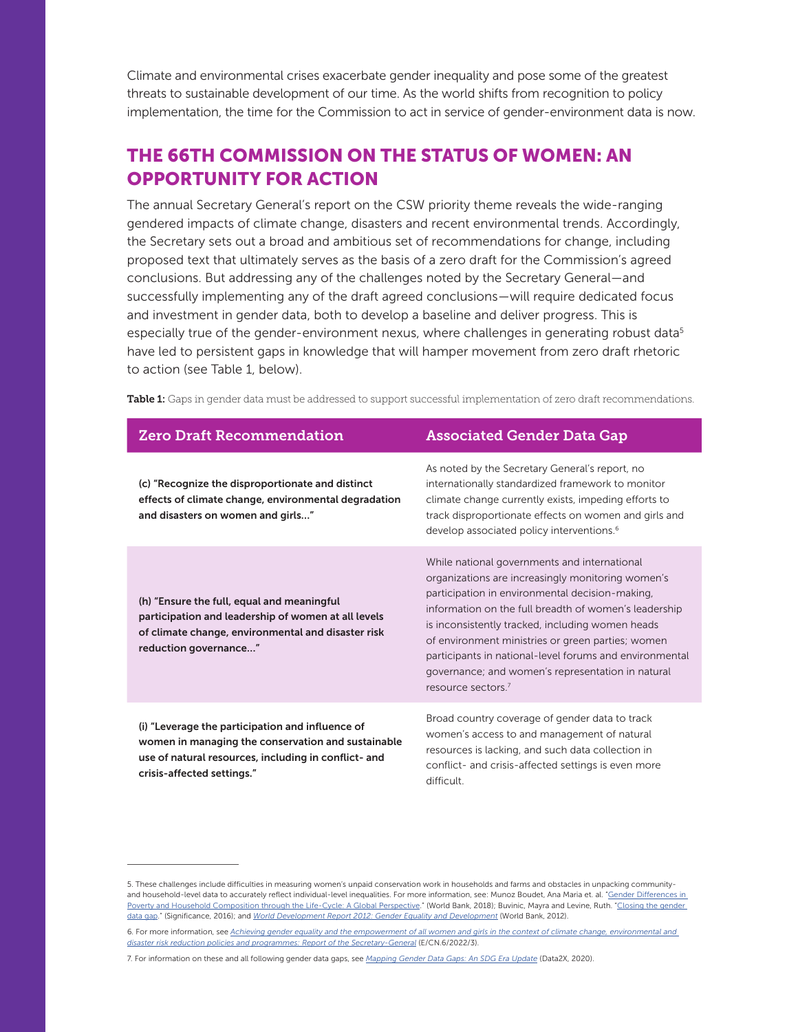Climate and environmental crises exacerbate gender inequality and pose some of the greatest threats to sustainable development of our time. As the world shifts from recognition to policy implementation, the time for the Commission to act in service of gender-environment data is now.

## THE 66TH COMMISSION ON THE STATUS OF WOMEN: AN OPPORTUNITY FOR ACTION

The annual Secretary General's report on the CSW priority theme reveals the wide-ranging gendered impacts of climate change, disasters and recent environmental trends. Accordingly, the Secretary sets out a broad and ambitious set of recommendations for change, including proposed text that ultimately serves as the basis of a zero draft for the Commission's agreed conclusions. But addressing any of the challenges noted by the Secretary General—and successfully implementing any of the draft agreed conclusions—will require dedicated focus and investment in gender data, both to develop a baseline and deliver progress. This is especially true of the gender-environment nexus, where challenges in generating robust data[5] have led to persistent gaps in knowledge that will hamper movement from zero draft rhetoric to action (see Table 1, below).

**Table 1:** Gaps in gender data must be addressed to support successful implementation of zero draft recommendations.

| Zero Draft Recommendation | Associated Gender Data Gap |
| --- | --- |
| **(c) "Recognize the disproportionate and distinct effects of climate change, environmental degradation and disasters on women and girls..."** | As noted by the Secretary General's report, no internationally standardized framework to monitor climate change currently exists, impeding efforts to track disproportionate effects on women and girls and develop associated policy interventions.[6] |
| **(h) "Ensure the full, equal and meaningful participation and leadership of women at all levels of climate change, environmental and disaster risk reduction governance..."** | While national governments and international organizations are increasingly monitoring women's participation in environmental decision-making, information on the full breadth of women's leadership is inconsistently tracked, including women heads of environment ministries or green parties; women participants in national-level forums and environmental governance; and women's representation in natural resource sectors.[7] |
| **(i) "Leverage the participation and influence of women in managing the conservation and sustainable use of natural resources, including in conflict- and crisis-affected settings."** | Broad country coverage of gender data to track women's access to and management of natural resources is lacking, and such data collection in conflict- and crisis-affected settings is even more difficult. |

---

5. These challenges include difficulties in measuring women's unpaid conservation work in households and farms and obstacles in unpacking community- and household-level data to accurately reflect individual-level inequalities. For more information, see: Munoz Boudet, Ana Maria et. al. "Gender Differences in Poverty and Household Composition through the Life-Cycle: A Global Perspective." (World Bank, 2018); Buvinic, Mayra and Levine, Ruth. "Closing the gender data gap." (Significance, 2016); and *World Development Report 2012: Gender Equality and Development* (World Bank, 2012).

6. For more information, see *Achieving gender equality and the empowerment of all women and girls in the context of climate change, environmental and disaster risk reduction policies and programmes: Report of the Secretary-General* (E/CN.6/2022/3).

7. For information on these and all following gender data gaps, see *Mapping Gender Data Gaps: An SDG Era Update* (Data2X, 2020).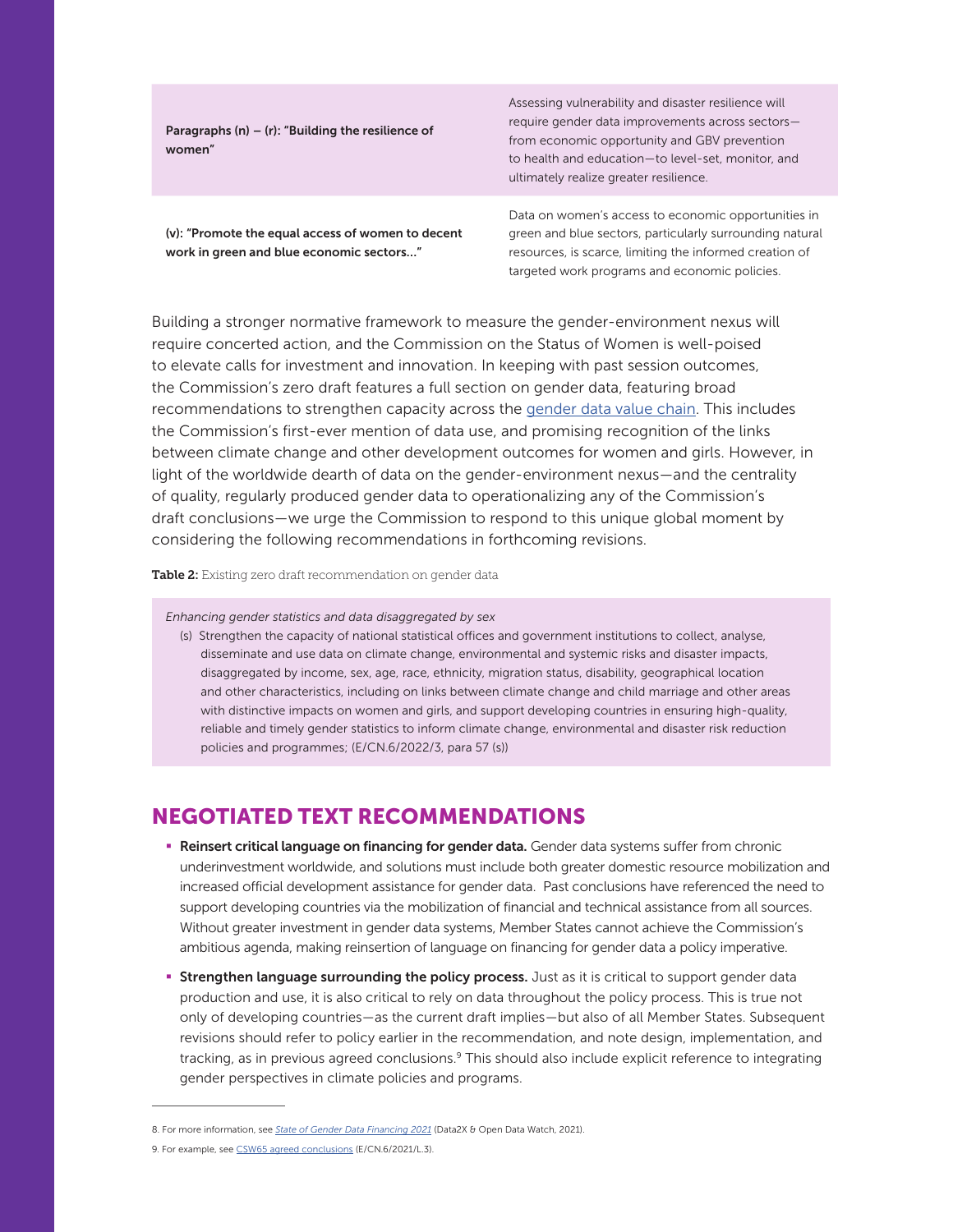| | |
|---|---|
| **Paragraphs (n) – (r): "Building the resilience of women"** | Assessing vulnerability and disaster resilience will require gender data improvements across sectors—from economic opportunity and GBV prevention to health and education—to level-set, monitor, and ultimately realize greater resilience. |
| **(v): "Promote the equal access of women to decent work in green and blue economic sectors…"** | Data on women's access to economic opportunities in green and blue sectors, particularly surrounding natural resources, is scarce, limiting the informed creation of targeted work programs and economic policies. |

Building a stronger normative framework to measure the gender-environment nexus will require concerted action, and the Commission on the Status of Women is well-poised to elevate calls for investment and innovation. In keeping with past session outcomes, the Commission's zero draft features a full section on gender data, featuring broad recommendations to strengthen capacity across the gender data value chain. This includes the Commission's first-ever mention of data use, and promising recognition of the links between climate change and other development outcomes for women and girls. However, in light of the worldwide dearth of data on the gender-environment nexus—and the centrality of quality, regularly produced gender data to operationalizing any of the Commission's draft conclusions—we urge the Commission to respond to this unique global moment by considering the following recommendations in forthcoming revisions.

**Table 2:** Existing zero draft recommendation on gender data

*Enhancing gender statistics and data disaggregated by sex*

(s) Strengthen the capacity of national statistical offices and government institutions to collect, analyse, disseminate and use data on climate change, environmental and systemic risks and disaster impacts, disaggregated by income, sex, age, race, ethnicity, migration status, disability, geographical location and other characteristics, including on links between climate change and child marriage and other areas with distinctive impacts on women and girls, and support developing countries in ensuring high-quality, reliable and timely gender statistics to inform climate change, environmental and disaster risk reduction policies and programmes; (E/CN.6/2022/3, para 57 (s))

## NEGOTIATED TEXT RECOMMENDATIONS

- **Reinsert critical language on financing for gender data.** Gender data systems suffer from chronic underinvestment worldwide, and solutions must include both greater domestic resource mobilization and increased official development assistance for gender data. Past conclusions have referenced the need to support developing countries via the mobilization of financial and technical assistance from all sources. Without greater investment in gender data systems, Member States cannot achieve the Commission's ambitious agenda, making reinsertion of language on financing for gender data a policy imperative.
- **Strengthen language surrounding the policy process.** Just as it is critical to support gender data production and use, it is also critical to rely on data throughout the policy process. This is true not only of developing countries—as the current draft implies—but also of all Member States. Subsequent revisions should refer to policy earlier in the recommendation, and note design, implementation, and tracking, as in previous agreed conclusions.[9] This should also include explicit reference to integrating gender perspectives in climate policies and programs.

8. For more information, see *State of Gender Data Financing 2021* (Data2X & Open Data Watch, 2021).

9. For example, see CSW65 agreed conclusions (E/CN.6/2021/L.3).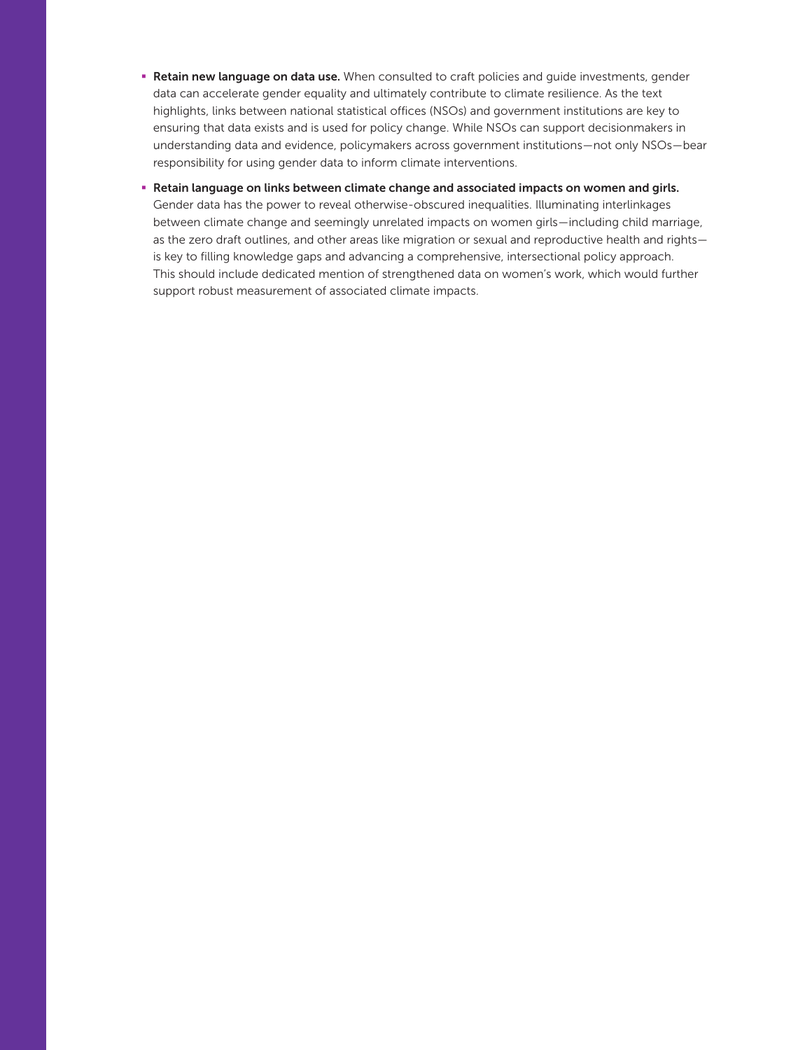- **Retain new language on data use.** When consulted to craft policies and guide investments, gender data can accelerate gender equality and ultimately contribute to climate resilience. As the text highlights, links between national statistical offices (NSOs) and government institutions are key to ensuring that data exists and is used for policy change. While NSOs can support decisionmakers in understanding data and evidence, policymakers across government institutions—not only NSOs—bear responsibility for using gender data to inform climate interventions.
- **Retain language on links between climate change and associated impacts on women and girls.** Gender data has the power to reveal otherwise-obscured inequalities. Illuminating interlinkages between climate change and seemingly unrelated impacts on women girls—including child marriage, as the zero draft outlines, and other areas like migration or sexual and reproductive health and rights—is key to filling knowledge gaps and advancing a comprehensive, intersectional policy approach. This should include dedicated mention of strengthened data on women's work, which would further support robust measurement of associated climate impacts.